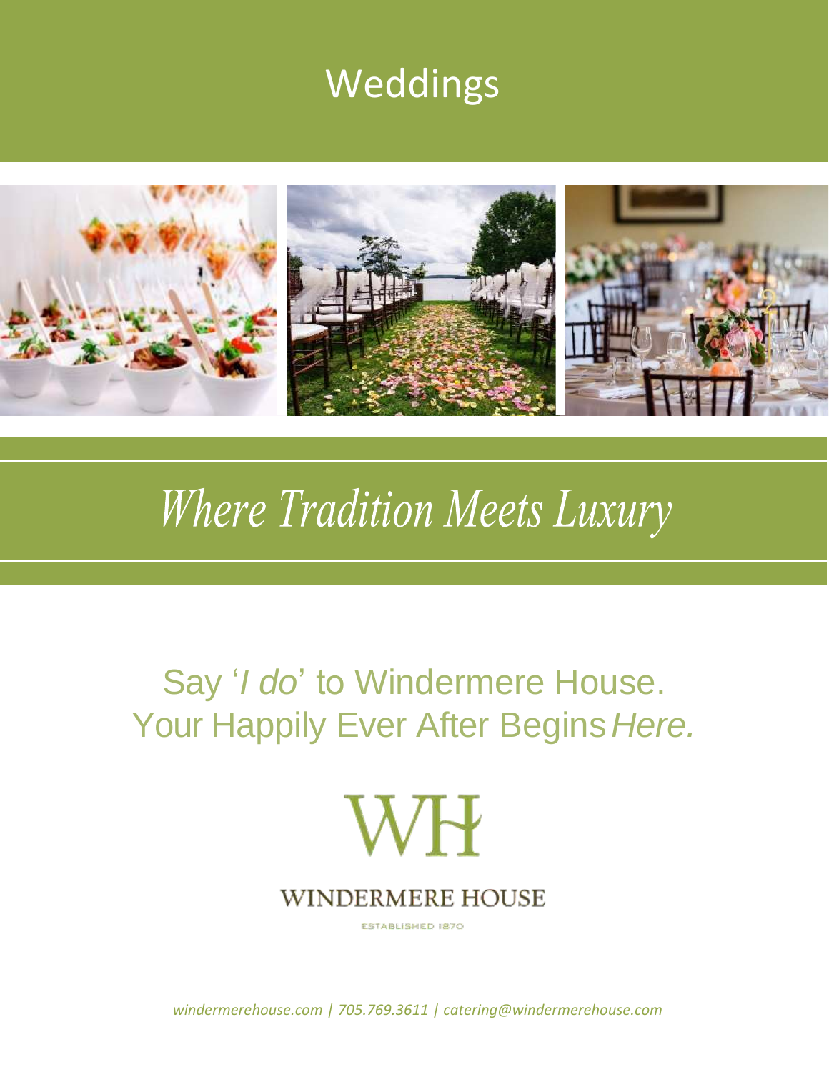# Weddings

## *Where Tradition Meets Luxury*

Say '*I do*' to Windermere House.
Your Happily Ever After Begins *Here.*

WH

WINDERMERE HOUSE

ESTABLISHED 1870

*windermerehouse.com | 705.769.3611 | catering@windermerehouse.com*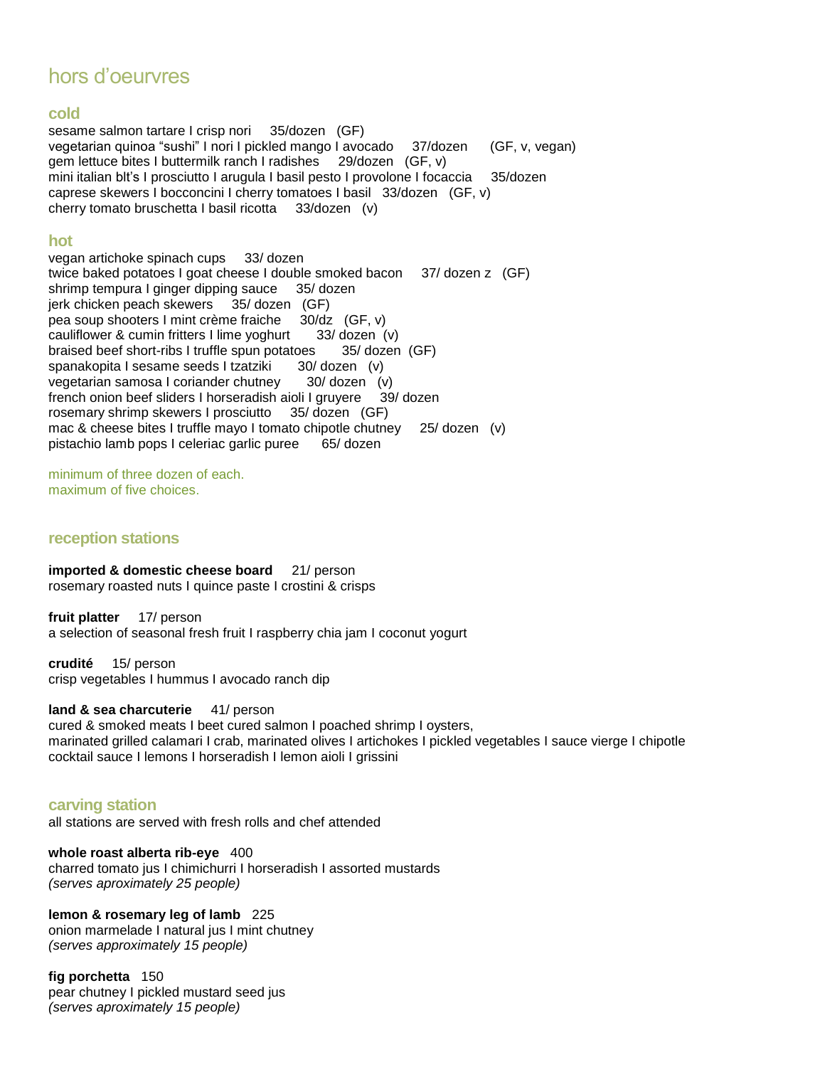# hors d'oeurvres

## cold

sesame salmon tartare I crisp nori 35/dozen (GF)
vegetarian quinoa "sushi" I nori I pickled mango I avocado 37/dozen (GF, v, vegan)
gem lettuce bites I buttermilk ranch I radishes 29/dozen (GF, v)
mini italian blt's I prosciutto I arugula I basil pesto I provolone I focaccia 35/dozen
caprese skewers I bocconcini I cherry tomatoes I basil 33/dozen (GF, v)
cherry tomato bruschetta I basil ricotta 33/dozen (v)

## hot

vegan artichoke spinach cups 33/ dozen
twice baked potatoes I goat cheese I double smoked bacon 37/ dozen z (GF)
shrimp tempura I ginger dipping sauce 35/ dozen
jerk chicken peach skewers 35/ dozen (GF)
pea soup shooters I mint crème fraiche 30/dz (GF, v)
cauliflower & cumin fritters I lime yoghurt 33/ dozen (v)
braised beef short-ribs I truffle spun potatoes 35/ dozen (GF)
spanakopita I sesame seeds I tzatziki 30/ dozen (v)
vegetarian samosa I coriander chutney 30/ dozen (v)
french onion beef sliders I horseradish aioli I gruyere 39/ dozen
rosemary shrimp skewers I prosciutto 35/ dozen (GF)
mac & cheese bites I truffle mayo I tomato chipotle chutney 25/ dozen (v)
pistachio lamb pops I celeriac garlic puree 65/ dozen

minimum of three dozen of each.
maximum of five choices.

## reception stations

**imported & domestic cheese board** 21/ person
rosemary roasted nuts I quince paste I crostini & crisps

**fruit platter** 17/ person
a selection of seasonal fresh fruit I raspberry chia jam I coconut yogurt

**crudité** 15/ person
crisp vegetables I hummus I avocado ranch dip

**land & sea charcuterie** 41/ person
cured & smoked meats I beet cured salmon I poached shrimp I oysters,
marinated grilled calamari I crab, marinated olives I artichokes I pickled vegetables I sauce vierge I chipotle cocktail sauce I lemons I horseradish I lemon aioli I grissini

## carving station

all stations are served with fresh rolls and chef attended

**whole roast alberta rib-eye** 400
charred tomato jus I chimichurri I horseradish I assorted mustards
*(serves aproximately 25 people)*

**lemon & rosemary leg of lamb** 225
onion marmelade I natural jus I mint chutney
*(serves approximately 15 people)*

**fig porchetta** 150
pear chutney I pickled mustard seed jus
*(serves aproximately 15 people)*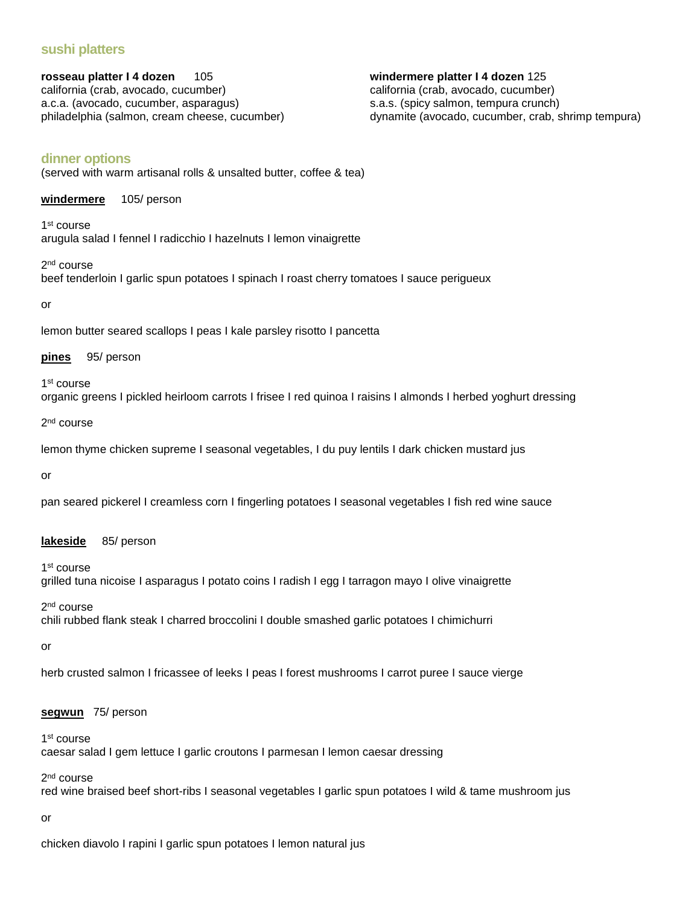## sushi platters

**rosseau platter I 4 dozen** 105
california (crab, avocado, cucumber)
a.c.a. (avocado, cucumber, asparagus)
philadelphia (salmon, cream cheese, cucumber)

**windermere platter I 4 dozen** 125
california (crab, avocado, cucumber)
s.a.s. (spicy salmon, tempura crunch)
dynamite (avocado, cucumber, crab, shrimp tempura)

## dinner options

(served with warm artisanal rolls & unsalted butter, coffee & tea)

**windermere** 105/ person

1st course
arugula salad I fennel I radicchio I hazelnuts I lemon vinaigrette

2nd course
beef tenderloin I garlic spun potatoes I spinach I roast cherry tomatoes I sauce perigueux

or

lemon butter seared scallops I peas I kale parsley risotto I pancetta

**pines** 95/ person

1st course
organic greens I pickled heirloom carrots I frisee I red quinoa I raisins I almonds I herbed yoghurt dressing

2nd course

lemon thyme chicken supreme I seasonal vegetables, I du puy lentils I dark chicken mustard jus

or

pan seared pickerel I creamless corn I fingerling potatoes I seasonal vegetables I fish red wine sauce

**lakeside** 85/ person

1st course
grilled tuna nicoise I asparagus I potato coins I radish I egg I tarragon mayo I olive vinaigrette

2nd course
chili rubbed flank steak I charred broccolini I double smashed garlic potatoes I chimichurri

or

herb crusted salmon I fricassee of leeks I peas I forest mushrooms I carrot puree I sauce vierge

**segwun** 75/ person

1st course
caesar salad I gem lettuce I garlic croutons I parmesan I lemon caesar dressing

2nd course
red wine braised beef short-ribs I seasonal vegetables I garlic spun potatoes I wild & tame mushroom jus

or

chicken diavolo I rapini I garlic spun potatoes I lemon natural jus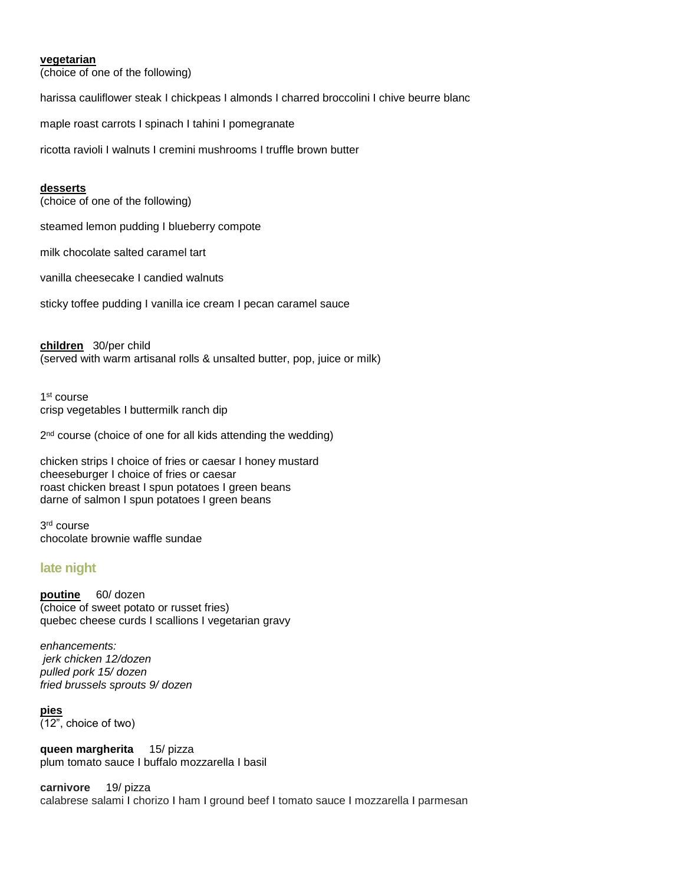**vegetarian**
(choice of one of the following)

harissa cauliflower steak I chickpeas I almonds I charred broccolini I chive beurre blanc

maple roast carrots I spinach I tahini I pomegranate

ricotta ravioli I walnuts I cremini mushrooms I truffle brown butter

**desserts**
(choice of one of the following)

steamed lemon pudding I blueberry compote

milk chocolate salted caramel tart

vanilla cheesecake I candied walnuts

sticky toffee pudding I vanilla ice cream I pecan caramel sauce

**children** 30/per child
(served with warm artisanal rolls & unsalted butter, pop, juice or milk)

1st course
crisp vegetables I buttermilk ranch dip

2nd course (choice of one for all kids attending the wedding)

chicken strips I choice of fries or caesar I honey mustard
cheeseburger I choice of fries or caesar
roast chicken breast I spun potatoes I green beans
darne of salmon I spun potatoes I green beans

3rd course
chocolate brownie waffle sundae

## late night

**poutine** 60/ dozen
(choice of sweet potato or russet fries)
quebec cheese curds I scallions I vegetarian gravy

*enhancements:*
*jerk chicken 12/dozen*
*pulled pork 15/ dozen*
*fried brussels sprouts 9/ dozen*

**pies**
(12", choice of two)

**queen margherita** 15/ pizza
plum tomato sauce I buffalo mozzarella I basil

**carnivore** 19/ pizza
calabrese salami I chorizo I ham I ground beef I tomato sauce I mozzarella I parmesan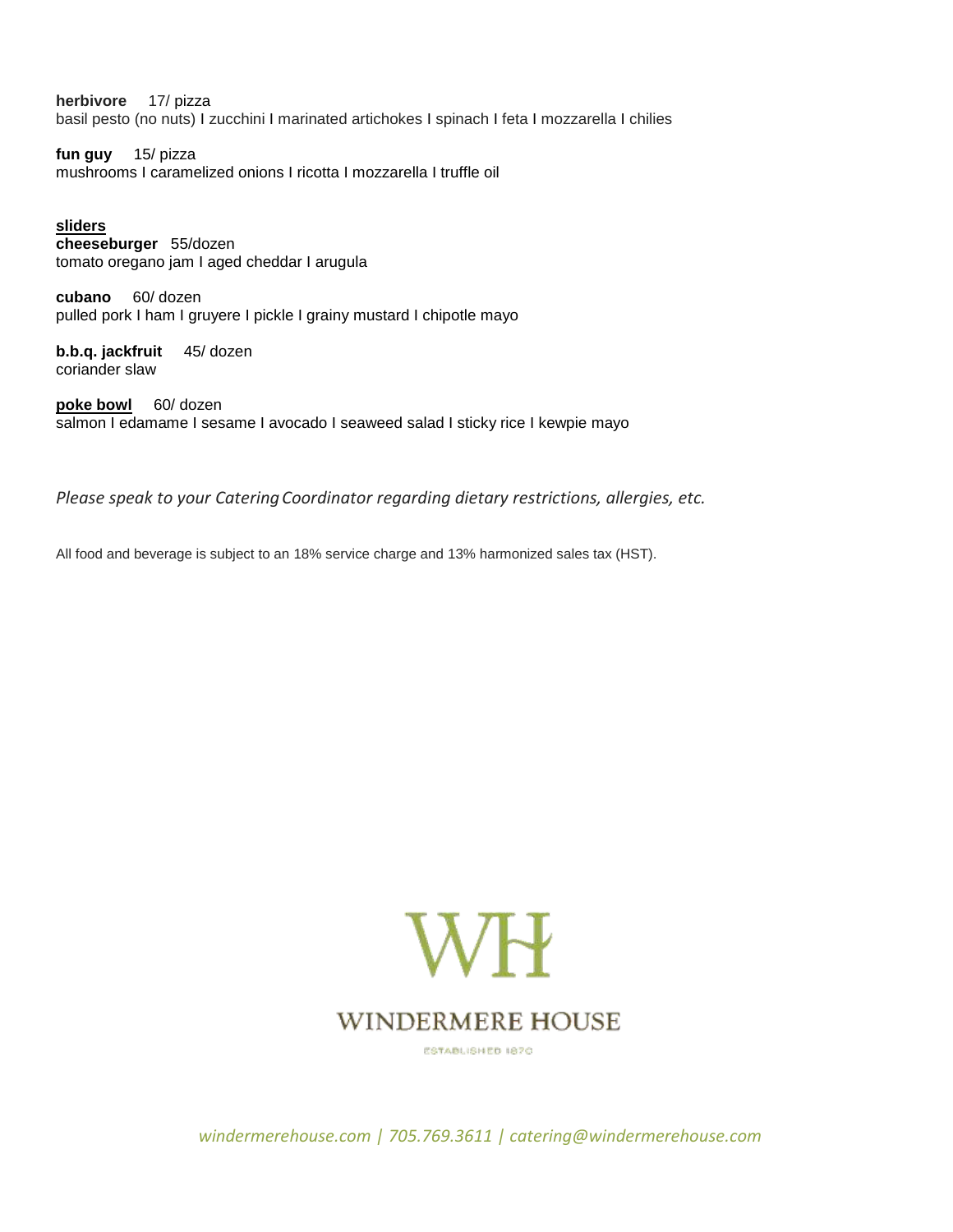**herbivore** 17/ pizza
basil pesto (no nuts) I zucchini I marinated artichokes I spinach I feta I mozzarella I chilies

**fun guy** 15/ pizza
mushrooms I caramelized onions I ricotta I mozzarella I truffle oil

**<u>sliders</u>**
**cheeseburger** 55/dozen
tomato oregano jam I aged cheddar I arugula

**cubano** 60/ dozen
pulled pork I ham I gruyere I pickle I grainy mustard I chipotle mayo

**b.b.q. jackfruit** 45/ dozen
coriander slaw

**<u>poke bowl</u>** 60/ dozen
salmon I edamame I sesame I avocado I seaweed salad I sticky rice I kewpie mayo

*Please speak to your Catering Coordinator regarding dietary restrictions, allergies, etc.*

All food and beverage is subject to an 18% service charge and 13% harmonized sales tax (HST).

WH

WINDERMERE HOUSE

ESTABLISHED 1870

*windermerehouse.com | 705.769.3611 | catering@windermerehouse.com*